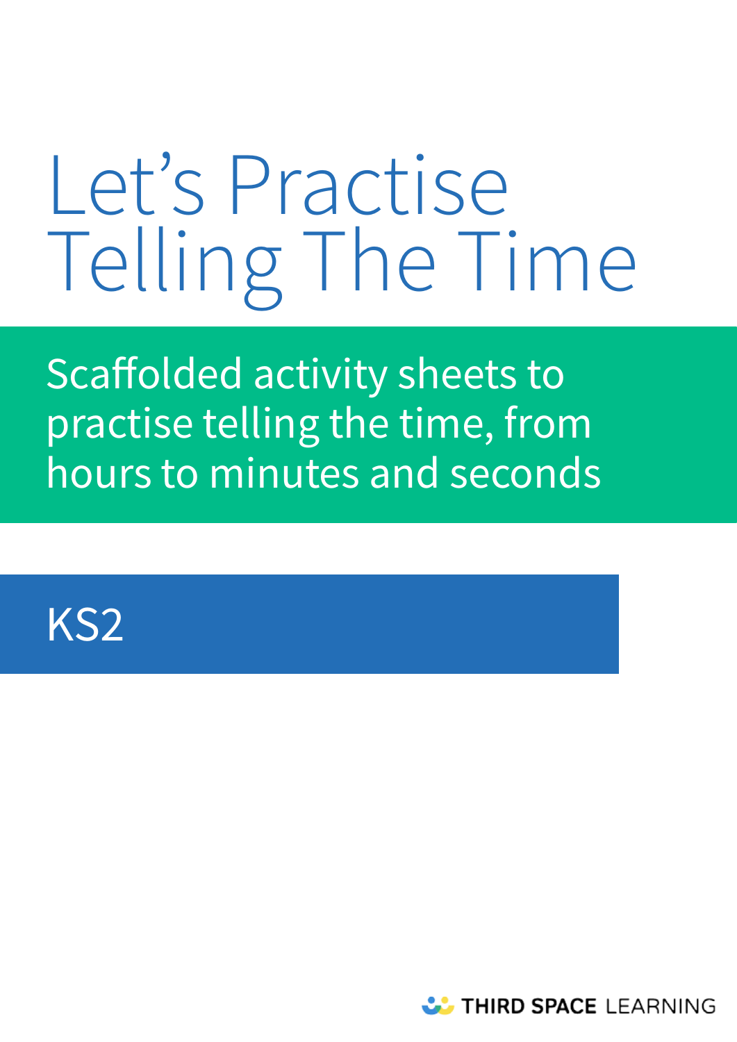# Let's Practise Telling The Time

Scaffolded activity sheets to practise telling the time, from hours to minutes and seconds

KS2

THIRD SPACE LEARNING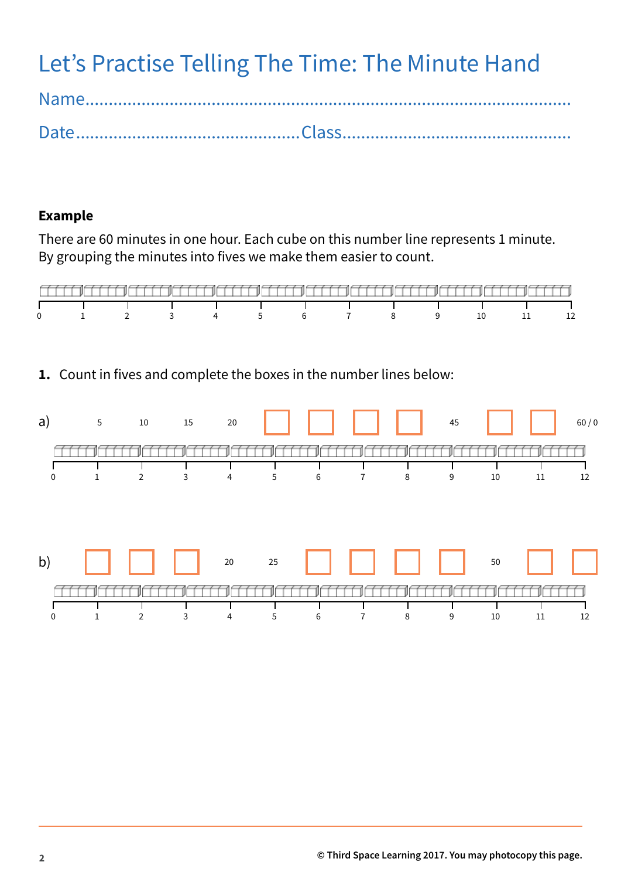# Let's Practise Telling The Time: The Minute Hand

Name..........................................................................................

Date.............................................Class...............................................

**Example**

There are 60 minutes in one hour. Each cube on this number line represents 1 minute. By grouping the minutes into fives we make them easier to count.

0 1 2 3 4 5 6 7 8 9 10 11 12

**1.** Count in fives and complete the boxes in the number lines below:

a)

| 5 | 10 | 15 | 20 | ☐ | ☐ | ☐ | ☐ | 45 | ☐ | ☐ | 60 / 0 |
|---|---|---|---|---|---|---|---|---|---|---|---|
| 1 | 2 | 3 | 4 | 5 | 6 | 7 | 8 | 9 | 10 | 11 | 12 |

b)

| ☐ | ☐ | ☐ | 20 | 25 | ☐ | ☐ | ☐ | ☐ | 50 | ☐ | ☐ |
|---|---|---|---|---|---|---|---|---|---|---|---|
| 1 | 2 | 3 | 4 | 5 | 6 | 7 | 8 | 9 | 10 | 11 | 12 |

© Third Space Learning 2017. You may photocopy this page.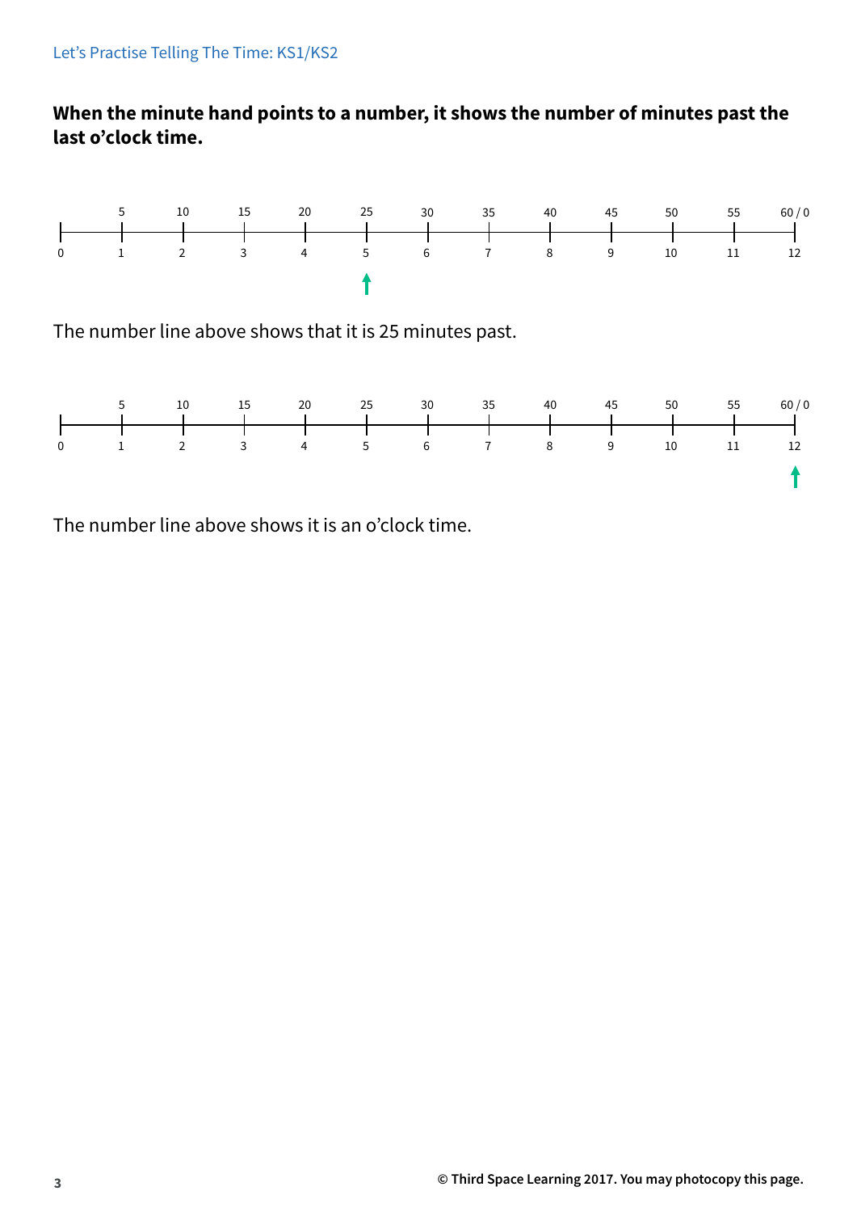**When the minute hand points to a number, it shows the number of minutes past the last o'clock time.**

| | 5 | 10 | 15 | 20 | 25 | 30 | 35 | 40 | 45 | 50 | 55 | 60 / 0 |
|---|---|---|---|---|---|---|---|---|---|---|---|---|
| 0 | 1 | 2 | 3 | 4 | 5 | 6 | 7 | 8 | 9 | 10 | 11 | 12 |

The number line above shows that it is 25 minutes past.

| | 5 | 10 | 15 | 20 | 25 | 30 | 35 | 40 | 45 | 50 | 55 | 60 / 0 |
|---|---|---|---|---|---|---|---|---|---|---|---|---|
| 0 | 1 | 2 | 3 | 4 | 5 | 6 | 7 | 8 | 9 | 10 | 11 | 12 |

The number line above shows it is an o'clock time.

**© Third Space Learning 2017. You may photocopy this page.**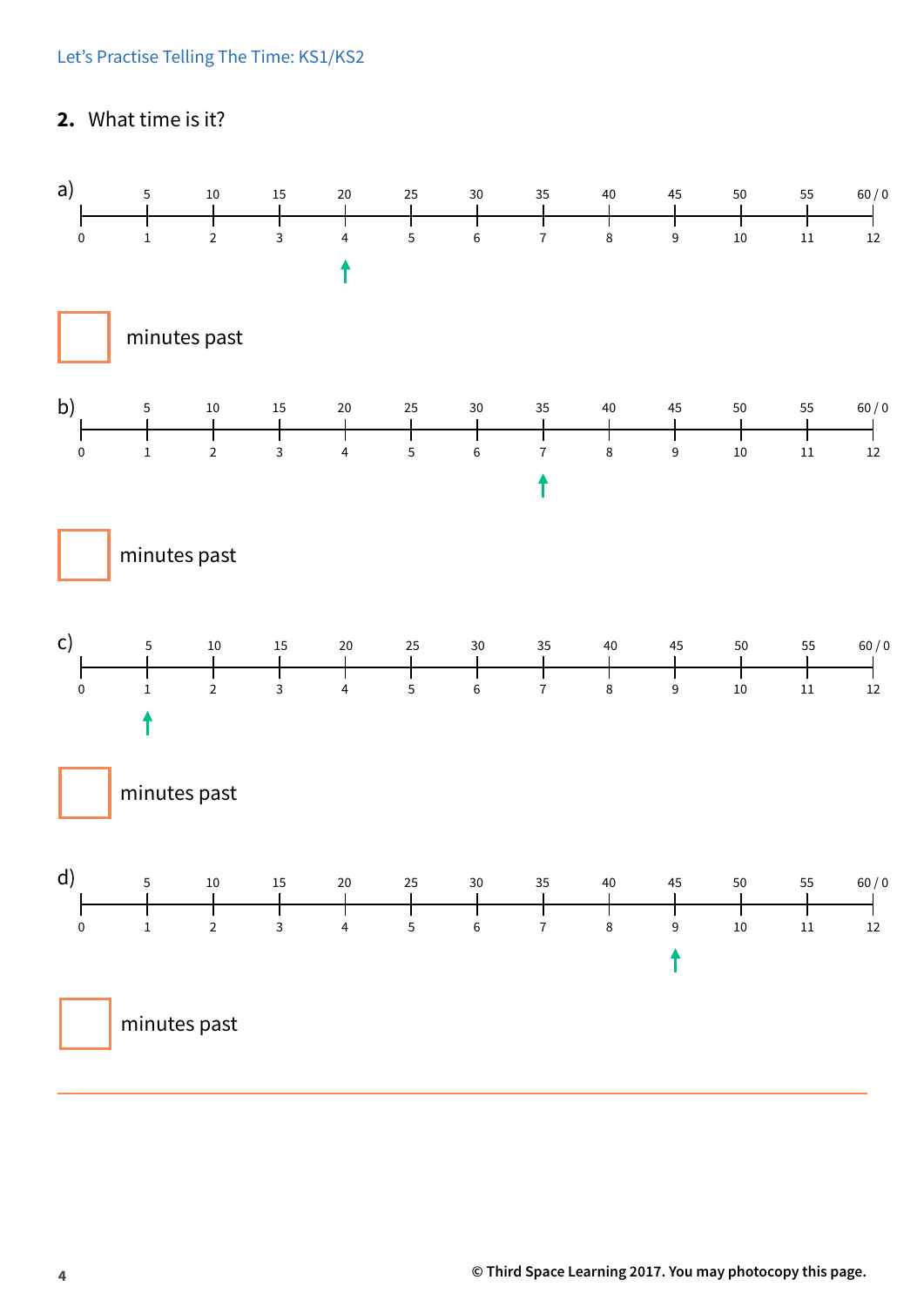**2.** What time is it?

a)

| 0 | 1 | 2 | 3 | 4 | 5 | 6 | 7 | 8 | 9 | 10 | 11 | 12 |
|---|---|---|---|---|---|---|---|---|---|---|---|---|
| | 5 | 10 | 15 | 20 | 25 | 30 | 35 | 40 | 45 | 50 | 55 | 60 / 0 |

☐ minutes past

b)

| 0 | 1 | 2 | 3 | 4 | 5 | 6 | 7 | 8 | 9 | 10 | 11 | 12 |
|---|---|---|---|---|---|---|---|---|---|---|---|---|
| | 5 | 10 | 15 | 20 | 25 | 30 | 35 | 40 | 45 | 50 | 55 | 60 / 0 |

☐ minutes past

c)

| 0 | 1 | 2 | 3 | 4 | 5 | 6 | 7 | 8 | 9 | 10 | 11 | 12 |
|---|---|---|---|---|---|---|---|---|---|---|---|---|
| | 5 | 10 | 15 | 20 | 25 | 30 | 35 | 40 | 45 | 50 | 55 | 60 / 0 |

☐ minutes past

d)

| 0 | 1 | 2 | 3 | 4 | 5 | 6 | 7 | 8 | 9 | 10 | 11 | 12 |
|---|---|---|---|---|---|---|---|---|---|---|---|---|
| | 5 | 10 | 15 | 20 | 25 | 30 | 35 | 40 | 45 | 50 | 55 | 60 / 0 |

☐ minutes past

© Third Space Learning 2017. You may photocopy this page.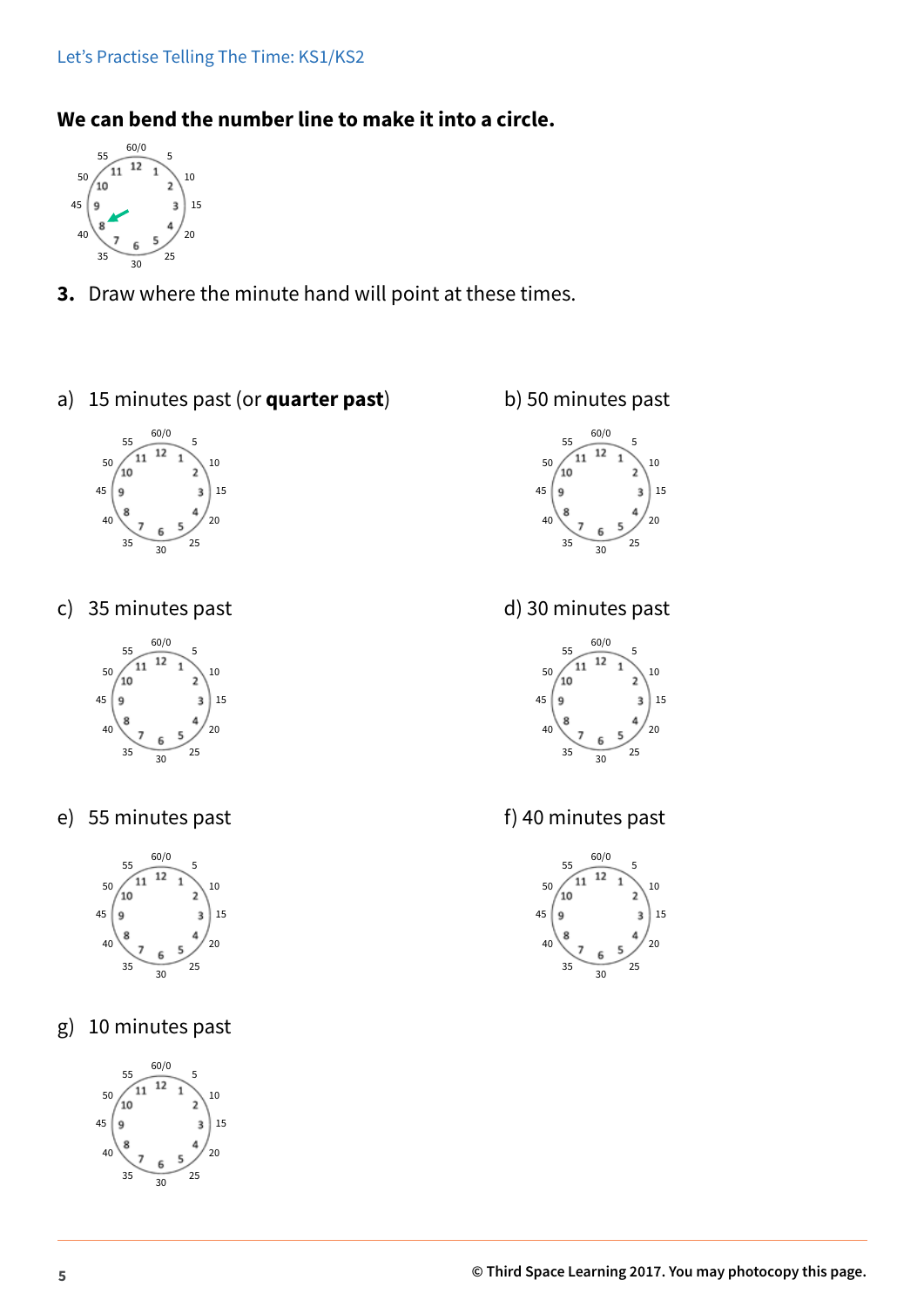## We can bend the number line to make it into a circle.

**3.** Draw where the minute hand will point at these times.

a) 15 minutes past (or **quarter past**)

b) 50 minutes past

c) 35 minutes past

d) 30 minutes past

e) 55 minutes past

f) 40 minutes past

g) 10 minutes past

© Third Space Learning 2017. You may photocopy this page.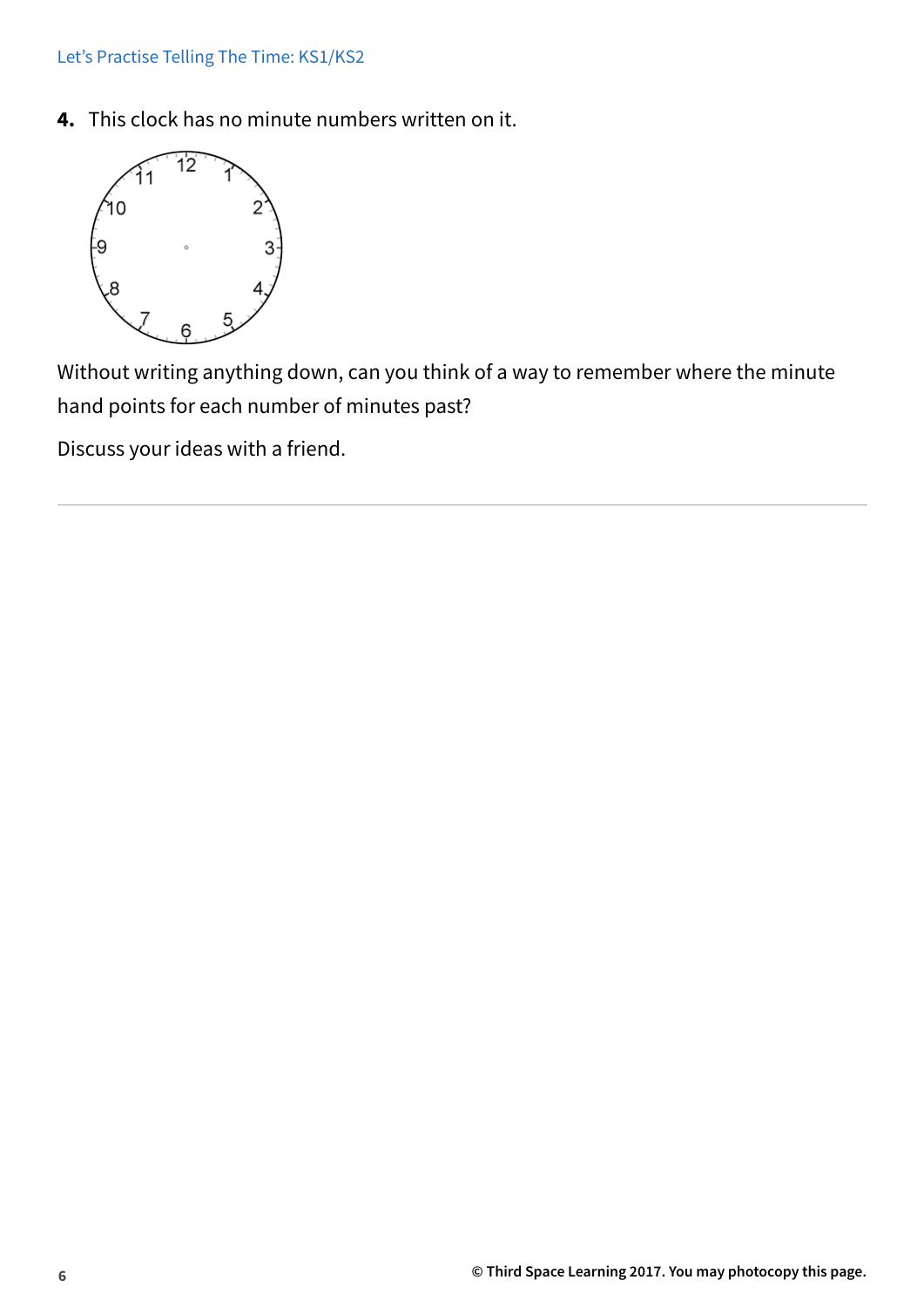4. This clock has no minute numbers written on it.

12
11
1
10
2
9
3
8
4
7
6
5

Without writing anything down, can you think of a way to remember where the minute hand points for each number of minutes past?

Discuss your ideas with a friend.

---